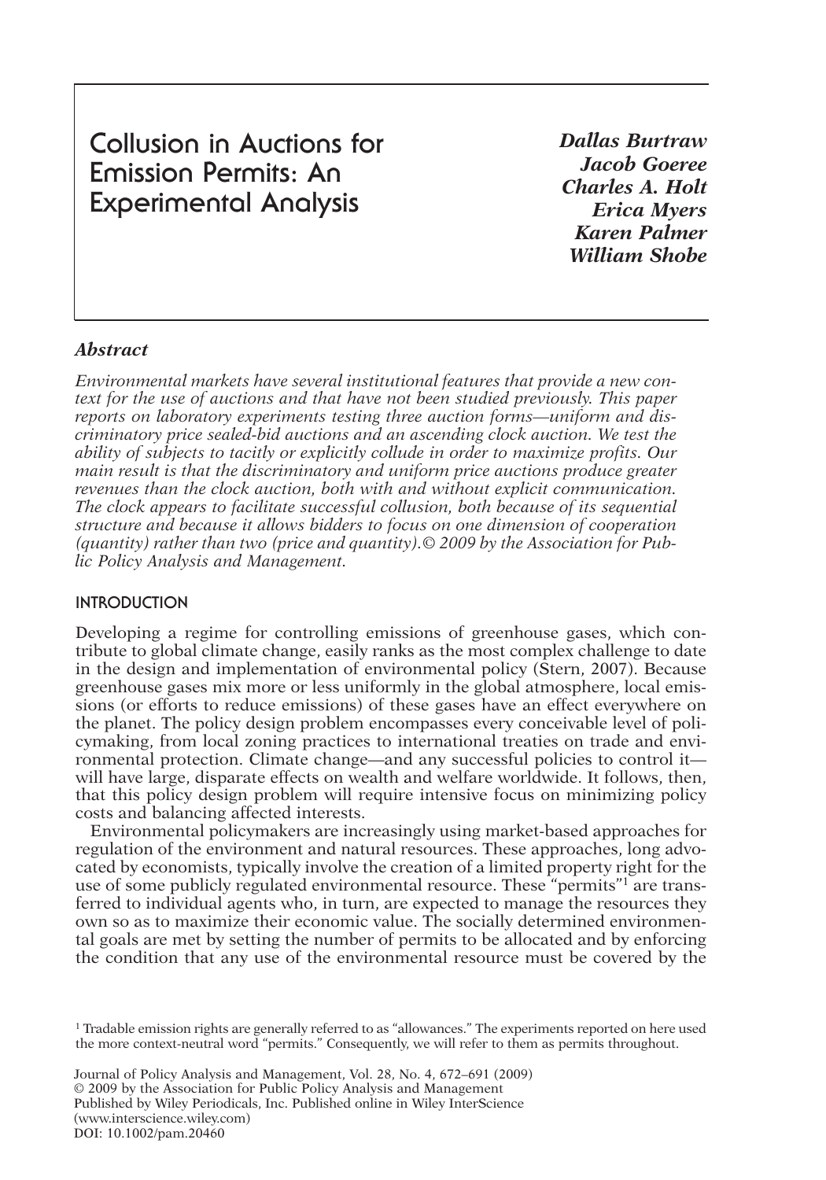# Collusion in Auctions for Emission Permits: An Experimental Analysis

***Dallas Burtraw***
***Jacob Goeree***
***Charles A. Holt***
***Erica Myers***
***Karen Palmer***
***William Shobe***

## *Abstract*

*Environmental markets have several institutional features that provide a new context for the use of auctions and that have not been studied previously. This paper reports on laboratory experiments testing three auction forms—uniform and discriminatory price sealed-bid auctions and an ascending clock auction. We test the ability of subjects to tacitly or explicitly collude in order to maximize profits. Our main result is that the discriminatory and uniform price auctions produce greater revenues than the clock auction, both with and without explicit communication. The clock appears to facilitate successful collusion, both because of its sequential structure and because it allows bidders to focus on one dimension of cooperation (quantity) rather than two (price and quantity).© 2009 by the Association for Public Policy Analysis and Management.*

## INTRODUCTION

Developing a regime for controlling emissions of greenhouse gases, which contribute to global climate change, easily ranks as the most complex challenge to date in the design and implementation of environmental policy (Stern, 2007). Because greenhouse gases mix more or less uniformly in the global atmosphere, local emissions (or efforts to reduce emissions) of these gases have an effect everywhere on the planet. The policy design problem encompasses every conceivable level of policymaking, from local zoning practices to international treaties on trade and environmental protection. Climate change—and any successful policies to control it—will have large, disparate effects on wealth and welfare worldwide. It follows, then, that this policy design problem will require intensive focus on minimizing policy costs and balancing affected interests.

Environmental policymakers are increasingly using market-based approaches for regulation of the environment and natural resources. These approaches, long advocated by economists, typically involve the creation of a limited property right for the use of some publicly regulated environmental resource. These "permits"[1] are transferred to individual agents who, in turn, are expected to manage the resources they own so as to maximize their economic value. The socially determined environmental goals are met by setting the number of permits to be allocated and by enforcing the condition that any use of the environmental resource must be covered by the

[1] Tradable emission rights are generally referred to as "allowances." The experiments reported on here used the more context-neutral word "permits." Consequently, we will refer to them as permits throughout.

Journal of Policy Analysis and Management, Vol. 28, No. 4, 672–691 (2009)
© 2009 by the Association for Public Policy Analysis and Management
Published by Wiley Periodicals, Inc. Published online in Wiley InterScience
(www.interscience.wiley.com)
DOI: 10.1002/pam.20460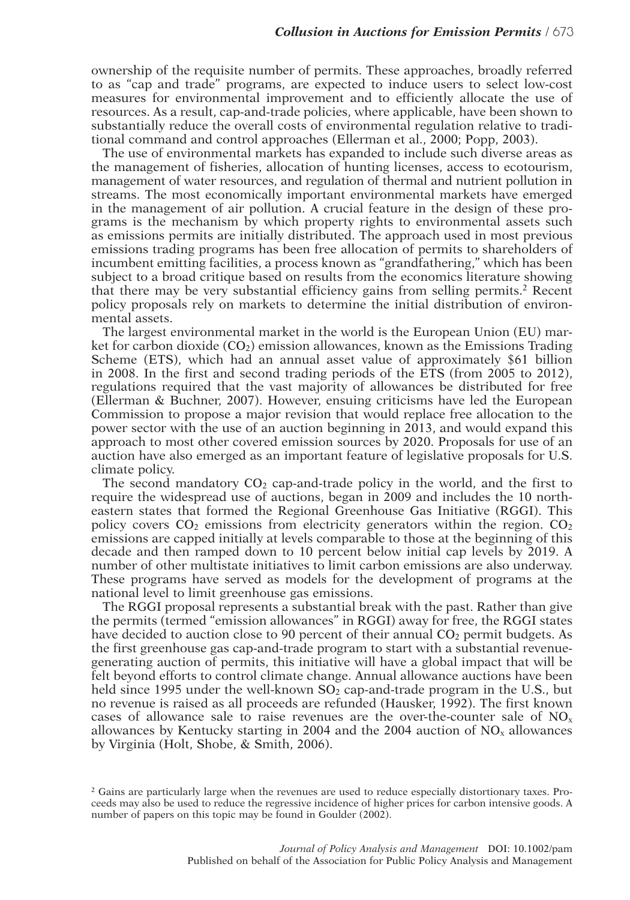ownership of the requisite number of permits. These approaches, broadly referred to as "cap and trade" programs, are expected to induce users to select low-cost measures for environmental improvement and to efficiently allocate the use of resources. As a result, cap-and-trade policies, where applicable, have been shown to substantially reduce the overall costs of environmental regulation relative to traditional command and control approaches (Ellerman et al., 2000; Popp, 2003).

The use of environmental markets has expanded to include such diverse areas as the management of fisheries, allocation of hunting licenses, access to ecotourism, management of water resources, and regulation of thermal and nutrient pollution in streams. The most economically important environmental markets have emerged in the management of air pollution. A crucial feature in the design of these programs is the mechanism by which property rights to environmental assets such as emissions permits are initially distributed. The approach used in most previous emissions trading programs has been free allocation of permits to shareholders of incumbent emitting facilities, a process known as "grandfathering," which has been subject to a broad critique based on results from the economics literature showing that there may be very substantial efficiency gains from selling permits.[2] Recent policy proposals rely on markets to determine the initial distribution of environmental assets.

The largest environmental market in the world is the European Union (EU) market for carbon dioxide ($CO_2$) emission allowances, known as the Emissions Trading Scheme (ETS), which had an annual asset value of approximately \$61 billion in 2008. In the first and second trading periods of the ETS (from 2005 to 2012), regulations required that the vast majority of allowances be distributed for free (Ellerman & Buchner, 2007). However, ensuing criticisms have led the European Commission to propose a major revision that would replace free allocation to the power sector with the use of an auction beginning in 2013, and would expand this approach to most other covered emission sources by 2020. Proposals for use of an auction have also emerged as an important feature of legislative proposals for U.S. climate policy.

The second mandatory $CO_2$ cap-and-trade policy in the world, and the first to require the widespread use of auctions, began in 2009 and includes the 10 northeastern states that formed the Regional Greenhouse Gas Initiative (RGGI). This policy covers $CO_2$ emissions from electricity generators within the region. $CO_2$ emissions are capped initially at levels comparable to those at the beginning of this decade and then ramped down to 10 percent below initial cap levels by 2019. A number of other multistate initiatives to limit carbon emissions are also underway. These programs have served as models for the development of programs at the national level to limit greenhouse gas emissions.

The RGGI proposal represents a substantial break with the past. Rather than give the permits (termed "emission allowances" in RGGI) away for free, the RGGI states have decided to auction close to 90 percent of their annual $CO_2$ permit budgets. As the first greenhouse gas cap-and-trade program to start with a substantial revenue-generating auction of permits, this initiative will have a global impact that will be felt beyond efforts to control climate change. Annual allowance auctions have been held since 1995 under the well-known $SO_2$ cap-and-trade program in the U.S., but no revenue is raised as all proceeds are refunded (Hausker, 1992). The first known cases of allowance sale to raise revenues are the over-the-counter sale of $NO_x$ allowances by Kentucky starting in 2004 and the 2004 auction of $NO_x$ allowances by Virginia (Holt, Shobe, & Smith, 2006).

[2] Gains are particularly large when the revenues are used to reduce especially distortionary taxes. Proceeds may also be used to reduce the regressive incidence of higher prices for carbon intensive goods. A number of papers on this topic may be found in Goulder (2002).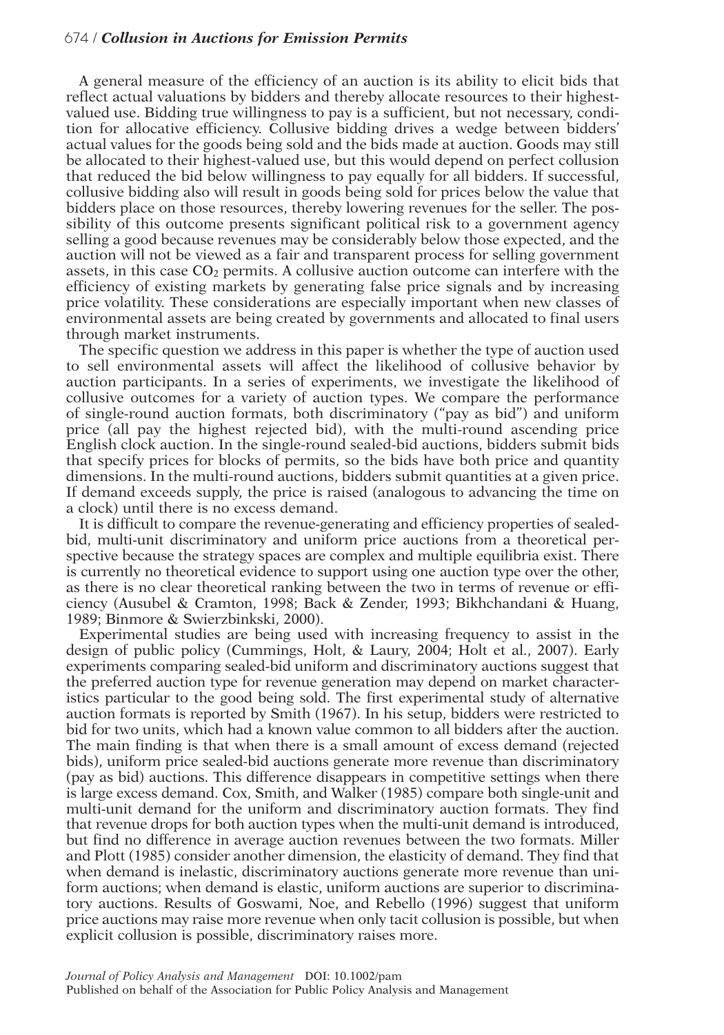A general measure of the efficiency of an auction is its ability to elicit bids that reflect actual valuations by bidders and thereby allocate resources to their highest-valued use. Bidding true willingness to pay is a sufficient, but not necessary, condition for allocative efficiency. Collusive bidding drives a wedge between bidders' actual values for the goods being sold and the bids made at auction. Goods may still be allocated to their highest-valued use, but this would depend on perfect collusion that reduced the bid below willingness to pay equally for all bidders. If successful, collusive bidding also will result in goods being sold for prices below the value that bidders place on those resources, thereby lowering revenues for the seller. The possibility of this outcome presents significant political risk to a government agency selling a good because revenues may be considerably below those expected, and the auction will not be viewed as a fair and transparent process for selling government assets, in this case $CO_2$ permits. A collusive auction outcome can interfere with the efficiency of existing markets by generating false price signals and by increasing price volatility. These considerations are especially important when new classes of environmental assets are being created by governments and allocated to final users through market instruments.

The specific question we address in this paper is whether the type of auction used to sell environmental assets will affect the likelihood of collusive behavior by auction participants. In a series of experiments, we investigate the likelihood of collusive outcomes for a variety of auction types. We compare the performance of single-round auction formats, both discriminatory ("pay as bid") and uniform price (all pay the highest rejected bid), with the multi-round ascending price English clock auction. In the single-round sealed-bid auctions, bidders submit bids that specify prices for blocks of permits, so the bids have both price and quantity dimensions. In the multi-round auctions, bidders submit quantities at a given price. If demand exceeds supply, the price is raised (analogous to advancing the time on a clock) until there is no excess demand.

It is difficult to compare the revenue-generating and efficiency properties of sealed-bid, multi-unit discriminatory and uniform price auctions from a theoretical perspective because the strategy spaces are complex and multiple equilibria exist. There is currently no theoretical evidence to support using one auction type over the other, as there is no clear theoretical ranking between the two in terms of revenue or efficiency (Ausubel & Cramton, 1998; Back & Zender, 1993; Bikhchandani & Huang, 1989; Binmore & Swierzbinkski, 2000).

Experimental studies are being used with increasing frequency to assist in the design of public policy (Cummings, Holt, & Laury, 2004; Holt et al., 2007). Early experiments comparing sealed-bid uniform and discriminatory auctions suggest that the preferred auction type for revenue generation may depend on market characteristics particular to the good being sold. The first experimental study of alternative auction formats is reported by Smith (1967). In his setup, bidders were restricted to bid for two units, which had a known value common to all bidders after the auction. The main finding is that when there is a small amount of excess demand (rejected bids), uniform price sealed-bid auctions generate more revenue than discriminatory (pay as bid) auctions. This difference disappears in competitive settings when there is large excess demand. Cox, Smith, and Walker (1985) compare both single-unit and multi-unit demand for the uniform and discriminatory auction formats. They find that revenue drops for both auction types when the multi-unit demand is introduced, but find no difference in average auction revenues between the two formats. Miller and Plott (1985) consider another dimension, the elasticity of demand. They find that when demand is inelastic, discriminatory auctions generate more revenue than uniform auctions; when demand is elastic, uniform auctions are superior to discriminatory auctions. Results of Goswami, Noe, and Rebello (1996) suggest that uniform price auctions may raise more revenue when only tacit collusion is possible, but when explicit collusion is possible, discriminatory raises more.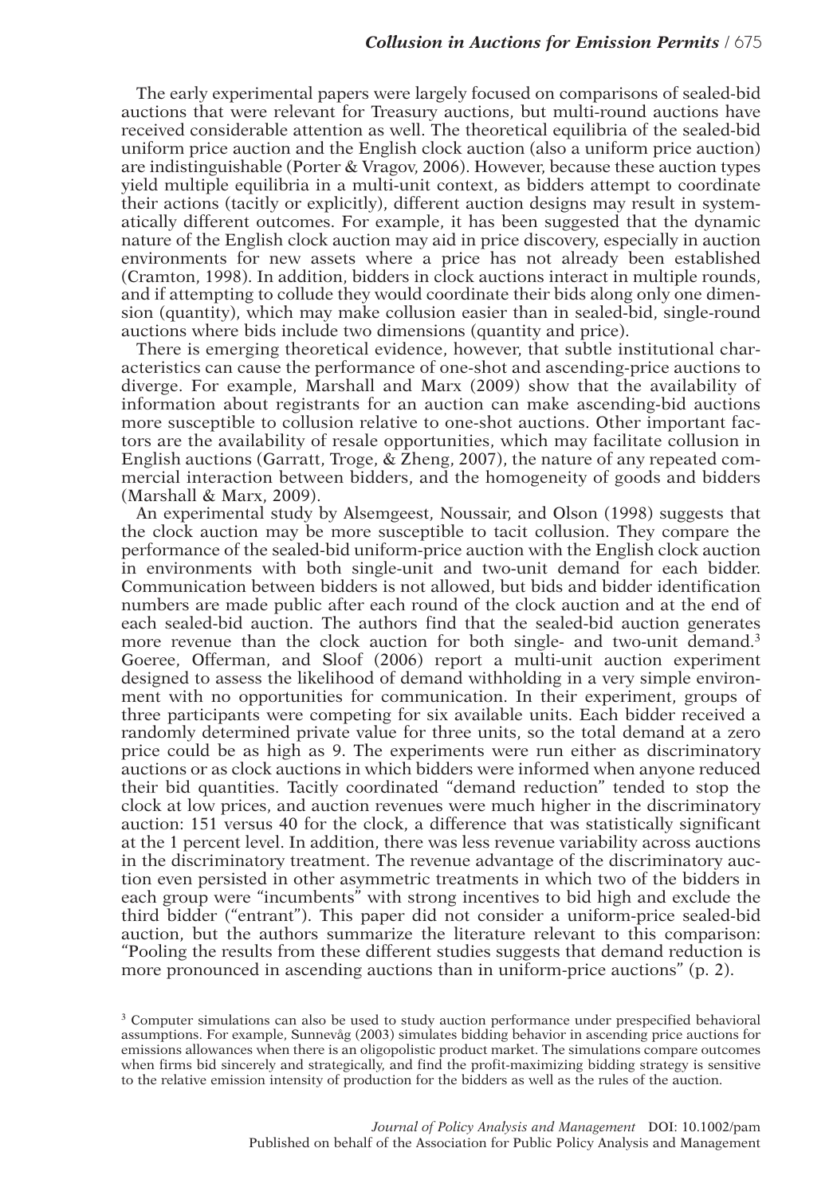The early experimental papers were largely focused on comparisons of sealed-bid auctions that were relevant for Treasury auctions, but multi-round auctions have received considerable attention as well. The theoretical equilibria of the sealed-bid uniform price auction and the English clock auction (also a uniform price auction) are indistinguishable (Porter & Vragov, 2006). However, because these auction types yield multiple equilibria in a multi-unit context, as bidders attempt to coordinate their actions (tacitly or explicitly), different auction designs may result in systematically different outcomes. For example, it has been suggested that the dynamic nature of the English clock auction may aid in price discovery, especially in auction environments for new assets where a price has not already been established (Cramton, 1998). In addition, bidders in clock auctions interact in multiple rounds, and if attempting to collude they would coordinate their bids along only one dimension (quantity), which may make collusion easier than in sealed-bid, single-round auctions where bids include two dimensions (quantity and price).

There is emerging theoretical evidence, however, that subtle institutional characteristics can cause the performance of one-shot and ascending-price auctions to diverge. For example, Marshall and Marx (2009) show that the availability of information about registrants for an auction can make ascending-bid auctions more susceptible to collusion relative to one-shot auctions. Other important factors are the availability of resale opportunities, which may facilitate collusion in English auctions (Garratt, Troge, & Zheng, 2007), the nature of any repeated commercial interaction between bidders, and the homogeneity of goods and bidders (Marshall & Marx, 2009).

An experimental study by Alsemgeest, Noussair, and Olson (1998) suggests that the clock auction may be more susceptible to tacit collusion. They compare the performance of the sealed-bid uniform-price auction with the English clock auction in environments with both single-unit and two-unit demand for each bidder. Communication between bidders is not allowed, but bids and bidder identification numbers are made public after each round of the clock auction and at the end of each sealed-bid auction. The authors find that the sealed-bid auction generates more revenue than the clock auction for both single- and two-unit demand.[3] Goeree, Offerman, and Sloof (2006) report a multi-unit auction experiment designed to assess the likelihood of demand withholding in a very simple environment with no opportunities for communication. In their experiment, groups of three participants were competing for six available units. Each bidder received a randomly determined private value for three units, so the total demand at a zero price could be as high as 9. The experiments were run either as discriminatory auctions or as clock auctions in which bidders were informed when anyone reduced their bid quantities. Tacitly coordinated "demand reduction" tended to stop the clock at low prices, and auction revenues were much higher in the discriminatory auction: 151 versus 40 for the clock, a difference that was statistically significant at the 1 percent level. In addition, there was less revenue variability across auctions in the discriminatory treatment. The revenue advantage of the discriminatory auction even persisted in other asymmetric treatments in which two of the bidders in each group were "incumbents" with strong incentives to bid high and exclude the third bidder ("entrant"). This paper did not consider a uniform-price sealed-bid auction, but the authors summarize the literature relevant to this comparison: "Pooling the results from these different studies suggests that demand reduction is more pronounced in ascending auctions than in uniform-price auctions" (p. 2).

[3] Computer simulations can also be used to study auction performance under prespecified behavioral assumptions. For example, Sunnevåg (2003) simulates bidding behavior in ascending price auctions for emissions allowances when there is an oligopolistic product market. The simulations compare outcomes when firms bid sincerely and strategically, and find the profit-maximizing bidding strategy is sensitive to the relative emission intensity of production for the bidders as well as the rules of the auction.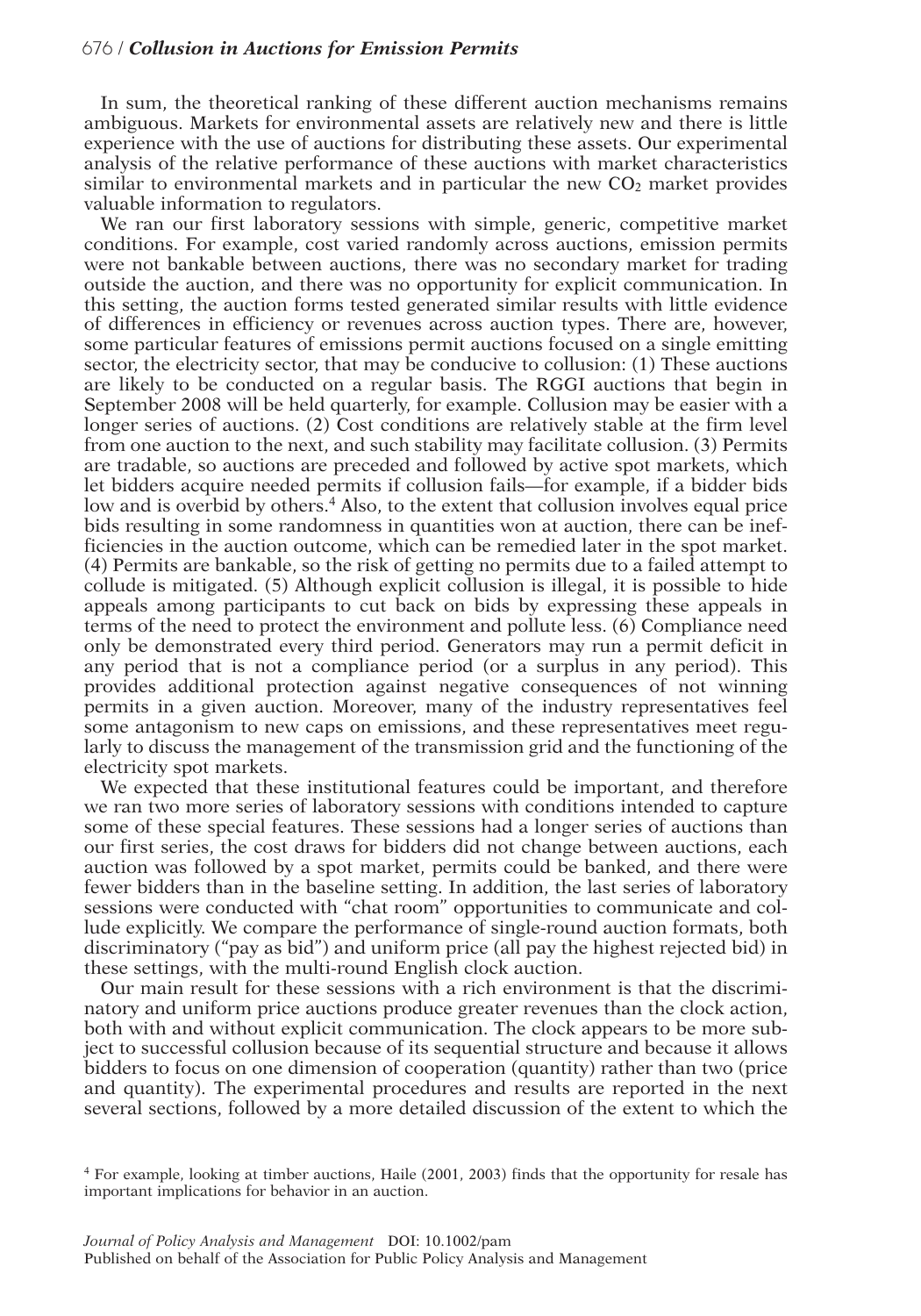In sum, the theoretical ranking of these different auction mechanisms remains ambiguous. Markets for environmental assets are relatively new and there is little experience with the use of auctions for distributing these assets. Our experimental analysis of the relative performance of these auctions with market characteristics similar to environmental markets and in particular the new $CO_2$ market provides valuable information to regulators.

We ran our first laboratory sessions with simple, generic, competitive market conditions. For example, cost varied randomly across auctions, emission permits were not bankable between auctions, there was no secondary market for trading outside the auction, and there was no opportunity for explicit communication. In this setting, the auction forms tested generated similar results with little evidence of differences in efficiency or revenues across auction types. There are, however, some particular features of emissions permit auctions focused on a single emitting sector, the electricity sector, that may be conducive to collusion: (1) These auctions are likely to be conducted on a regular basis. The RGGI auctions that begin in September 2008 will be held quarterly, for example. Collusion may be easier with a longer series of auctions. (2) Cost conditions are relatively stable at the firm level from one auction to the next, and such stability may facilitate collusion. (3) Permits are tradable, so auctions are preceded and followed by active spot markets, which let bidders acquire needed permits if collusion fails—for example, if a bidder bids low and is overbid by others.[4] Also, to the extent that collusion involves equal price bids resulting in some randomness in quantities won at auction, there can be inefficiencies in the auction outcome, which can be remedied later in the spot market. (4) Permits are bankable, so the risk of getting no permits due to a failed attempt to collude is mitigated. (5) Although explicit collusion is illegal, it is possible to hide appeals among participants to cut back on bids by expressing these appeals in terms of the need to protect the environment and pollute less. (6) Compliance need only be demonstrated every third period. Generators may run a permit deficit in any period that is not a compliance period (or a surplus in any period). This provides additional protection against negative consequences of not winning permits in a given auction. Moreover, many of the industry representatives feel some antagonism to new caps on emissions, and these representatives meet regularly to discuss the management of the transmission grid and the functioning of the electricity spot markets.

We expected that these institutional features could be important, and therefore we ran two more series of laboratory sessions with conditions intended to capture some of these special features. These sessions had a longer series of auctions than our first series, the cost draws for bidders did not change between auctions, each auction was followed by a spot market, permits could be banked, and there were fewer bidders than in the baseline setting. In addition, the last series of laboratory sessions were conducted with "chat room" opportunities to communicate and collude explicitly. We compare the performance of single-round auction formats, both discriminatory ("pay as bid") and uniform price (all pay the highest rejected bid) in these settings, with the multi-round English clock auction.

Our main result for these sessions with a rich environment is that the discriminatory and uniform price auctions produce greater revenues than the clock action, both with and without explicit communication. The clock appears to be more subject to successful collusion because of its sequential structure and because it allows bidders to focus on one dimension of cooperation (quantity) rather than two (price and quantity). The experimental procedures and results are reported in the next several sections, followed by a more detailed discussion of the extent to which the

[4] For example, looking at timber auctions, Haile (2001, 2003) finds that the opportunity for resale has important implications for behavior in an auction.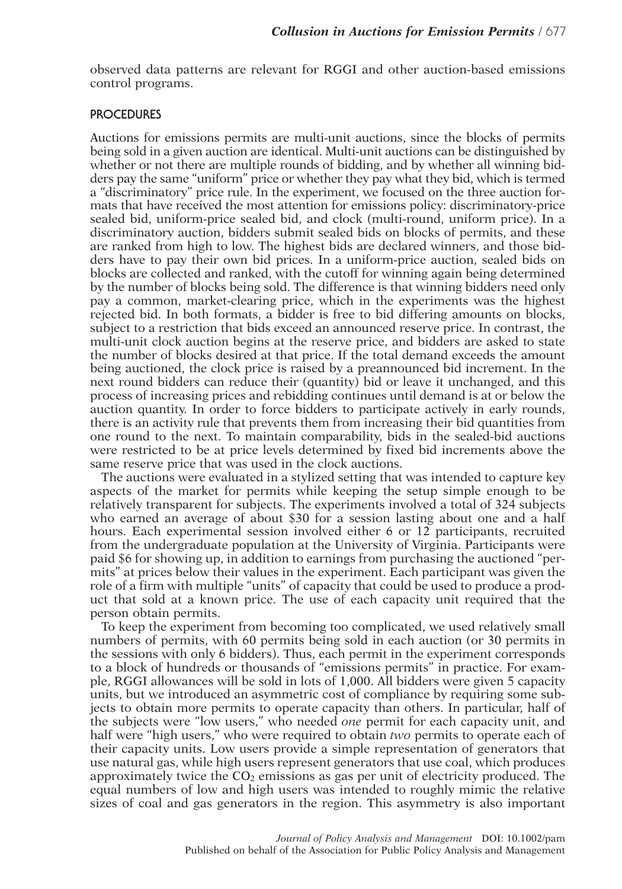observed data patterns are relevant for RGGI and other auction-based emissions control programs.

## PROCEDURES

Auctions for emissions permits are multi-unit auctions, since the blocks of permits being sold in a given auction are identical. Multi-unit auctions can be distinguished by whether or not there are multiple rounds of bidding, and by whether all winning bidders pay the same "uniform" price or whether they pay what they bid, which is termed a "discriminatory" price rule. In the experiment, we focused on the three auction formats that have received the most attention for emissions policy: discriminatory-price sealed bid, uniform-price sealed bid, and clock (multi-round, uniform price). In a discriminatory auction, bidders submit sealed bids on blocks of permits, and these are ranked from high to low. The highest bids are declared winners, and those bidders have to pay their own bid prices. In a uniform-price auction, sealed bids on blocks are collected and ranked, with the cutoff for winning again being determined by the number of blocks being sold. The difference is that winning bidders need only pay a common, market-clearing price, which in the experiments was the highest rejected bid. In both formats, a bidder is free to bid differing amounts on blocks, subject to a restriction that bids exceed an announced reserve price. In contrast, the multi-unit clock auction begins at the reserve price, and bidders are asked to state the number of blocks desired at that price. If the total demand exceeds the amount being auctioned, the clock price is raised by a preannounced bid increment. In the next round bidders can reduce their (quantity) bid or leave it unchanged, and this process of increasing prices and rebidding continues until demand is at or below the auction quantity. In order to force bidders to participate actively in early rounds, there is an activity rule that prevents them from increasing their bid quantities from one round to the next. To maintain comparability, bids in the sealed-bid auctions were restricted to be at price levels determined by fixed bid increments above the same reserve price that was used in the clock auctions.

The auctions were evaluated in a stylized setting that was intended to capture key aspects of the market for permits while keeping the setup simple enough to be relatively transparent for subjects. The experiments involved a total of 324 subjects who earned an average of about $30 for a session lasting about one and a half hours. Each experimental session involved either 6 or 12 participants, recruited from the undergraduate population at the University of Virginia. Participants were paid $6 for showing up, in addition to earnings from purchasing the auctioned "permits" at prices below their values in the experiment. Each participant was given the role of a firm with multiple "units" of capacity that could be used to produce a product that sold at a known price. The use of each capacity unit required that the person obtain permits.

To keep the experiment from becoming too complicated, we used relatively small numbers of permits, with 60 permits being sold in each auction (or 30 permits in the sessions with only 6 bidders). Thus, each permit in the experiment corresponds to a block of hundreds or thousands of "emissions permits" in practice. For example, RGGI allowances will be sold in lots of 1,000. All bidders were given 5 capacity units, but we introduced an asymmetric cost of compliance by requiring some subjects to obtain more permits to operate capacity than others. In particular, half of the subjects were "low users," who needed *one* permit for each capacity unit, and half were "high users," who were required to obtain *two* permits to operate each of their capacity units. Low users provide a simple representation of generators that use natural gas, while high users represent generators that use coal, which produces approximately twice the $CO_2$ emissions as gas per unit of electricity produced. The equal numbers of low and high users was intended to roughly mimic the relative sizes of coal and gas generators in the region. This asymmetry is also important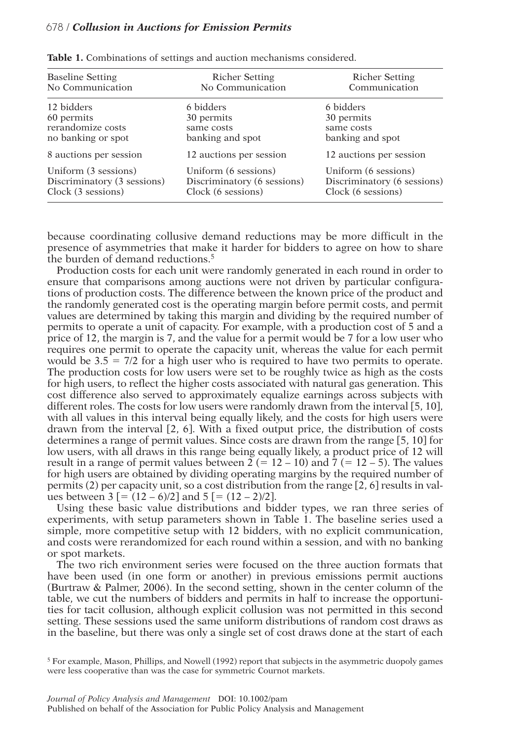**Table 1.** Combinations of settings and auction mechanisms considered.

| Baseline Setting No Communication | Richer Setting No Communication | Richer Setting Communication |
|---|---|---|
| 12 bidders | 6 bidders | 6 bidders |
| 60 permits | 30 permits | 30 permits |
| rerandomize costs | same costs | same costs |
| no banking or spot | banking and spot | banking and spot |
| 8 auctions per session | 12 auctions per session | 12 auctions per session |
| Uniform (3 sessions) | Uniform (6 sessions) | Uniform (6 sessions) |
| Discriminatory (3 sessions) | Discriminatory (6 sessions) | Discriminatory (6 sessions) |
| Clock (3 sessions) | Clock (6 sessions) | Clock (6 sessions) |

because coordinating collusive demand reductions may be more difficult in the presence of asymmetries that make it harder for bidders to agree on how to share the burden of demand reductions.[5]

Production costs for each unit were randomly generated in each round in order to ensure that comparisons among auctions were not driven by particular configurations of production costs. The difference between the known price of the product and the randomly generated cost is the operating margin before permit costs, and permit values are determined by taking this margin and dividing by the required number of permits to operate a unit of capacity. For example, with a production cost of 5 and a price of 12, the margin is 7, and the value for a permit would be 7 for a low user who requires one permit to operate the capacity unit, whereas the value for each permit would be $3.5 = 7/2$ for a high user who is required to have two permits to operate. The production costs for low users were set to be roughly twice as high as the costs for high users, to reflect the higher costs associated with natural gas generation. This cost difference also served to approximately equalize earnings across subjects with different roles. The costs for low users were randomly drawn from the interval [5, 10], with all values in this interval being equally likely, and the costs for high users were drawn from the interval [2, 6]. With a fixed output price, the distribution of costs determines a range of permit values. Since costs are drawn from the range [5, 10] for low users, with all draws in this range being equally likely, a product price of 12 will result in a range of permit values between 2 ($= 12 - 10$) and 7 ($= 12 - 5$). The values for high users are obtained by dividing operating margins by the required number of permits (2) per capacity unit, so a cost distribution from the range [2, 6] results in values between 3 [$= (12 - 6)/2$] and 5 [$= (12 - 2)/2$].

Using these basic value distributions and bidder types, we ran three series of experiments, with setup parameters shown in Table 1. The baseline series used a simple, more competitive setup with 12 bidders, with no explicit communication, and costs were rerandomized for each round within a session, and with no banking or spot markets.

The two rich environment series were focused on the three auction formats that have been used (in one form or another) in previous emissions permit auctions (Burtraw & Palmer, 2006). In the second setting, shown in the center column of the table, we cut the numbers of bidders and permits in half to increase the opportunities for tacit collusion, although explicit collusion was not permitted in this second setting. These sessions used the same uniform distributions of random cost draws as in the baseline, but there was only a single set of cost draws done at the start of each

[5] For example, Mason, Phillips, and Nowell (1992) report that subjects in the asymmetric duopoly games were less cooperative than was the case for symmetric Cournot markets.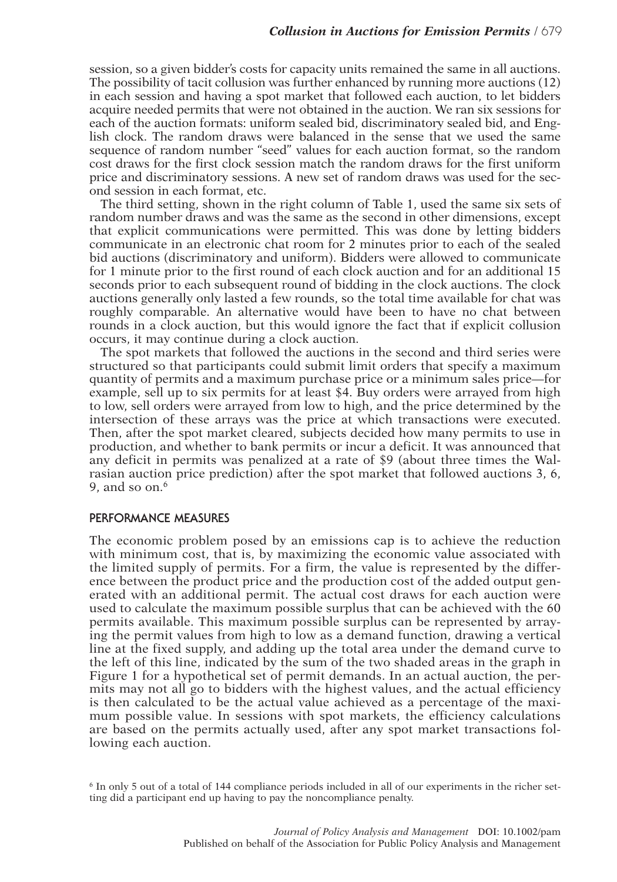session, so a given bidder's costs for capacity units remained the same in all auctions. The possibility of tacit collusion was further enhanced by running more auctions (12) in each session and having a spot market that followed each auction, to let bidders acquire needed permits that were not obtained in the auction. We ran six sessions for each of the auction formats: uniform sealed bid, discriminatory sealed bid, and English clock. The random draws were balanced in the sense that we used the same sequence of random number "seed" values for each auction format, so the random cost draws for the first clock session match the random draws for the first uniform price and discriminatory sessions. A new set of random draws was used for the second session in each format, etc.

The third setting, shown in the right column of Table 1, used the same six sets of random number draws and was the same as the second in other dimensions, except that explicit communications were permitted. This was done by letting bidders communicate in an electronic chat room for 2 minutes prior to each of the sealed bid auctions (discriminatory and uniform). Bidders were allowed to communicate for 1 minute prior to the first round of each clock auction and for an additional 15 seconds prior to each subsequent round of bidding in the clock auctions. The clock auctions generally only lasted a few rounds, so the total time available for chat was roughly comparable. An alternative would have been to have no chat between rounds in a clock auction, but this would ignore the fact that if explicit collusion occurs, it may continue during a clock auction.

The spot markets that followed the auctions in the second and third series were structured so that participants could submit limit orders that specify a maximum quantity of permits and a maximum purchase price or a minimum sales price—for example, sell up to six permits for at least $4. Buy orders were arrayed from high to low, sell orders were arrayed from low to high, and the price determined by the intersection of these arrays was the price at which transactions were executed. Then, after the spot market cleared, subjects decided how many permits to use in production, and whether to bank permits or incur a deficit. It was announced that any deficit in permits was penalized at a rate of $9 (about three times the Walrasian auction price prediction) after the spot market that followed auctions 3, 6, 9, and so on.[6]

## PERFORMANCE MEASURES

The economic problem posed by an emissions cap is to achieve the reduction with minimum cost, that is, by maximizing the economic value associated with the limited supply of permits. For a firm, the value is represented by the difference between the product price and the production cost of the added output generated with an additional permit. The actual cost draws for each auction were used to calculate the maximum possible surplus that can be achieved with the 60 permits available. This maximum possible surplus can be represented by arraying the permit values from high to low as a demand function, drawing a vertical line at the fixed supply, and adding up the total area under the demand curve to the left of this line, indicated by the sum of the two shaded areas in the graph in Figure 1 for a hypothetical set of permit demands. In an actual auction, the permits may not all go to bidders with the highest values, and the actual efficiency is then calculated to be the actual value achieved as a percentage of the maximum possible value. In sessions with spot markets, the efficiency calculations are based on the permits actually used, after any spot market transactions following each auction.

[6] In only 5 out of a total of 144 compliance periods included in all of our experiments in the richer setting did a participant end up having to pay the noncompliance penalty.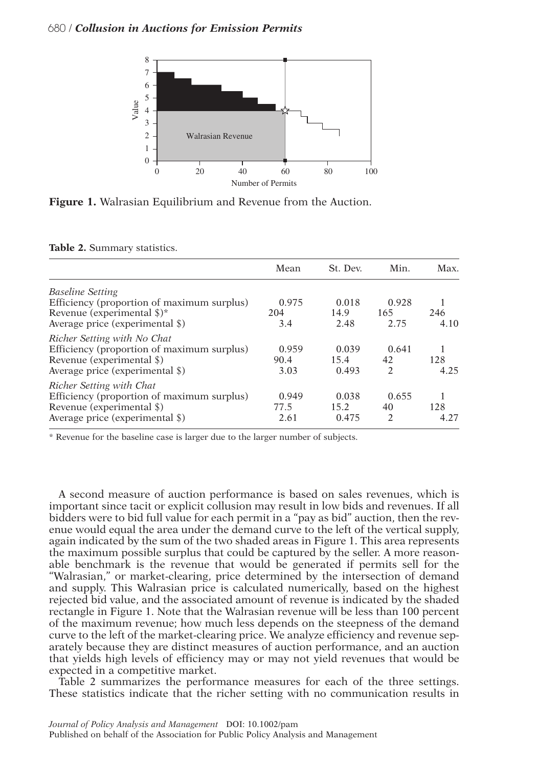**Figure 1.** Walrasian Equilibrium and Revenue from the Auction.

**Table 2.** Summary statistics.

| | Mean | St. Dev. | Min. | Max. |
|---|---|---|---|---|
| *Baseline Setting* | | | | |
| Efficiency (proportion of maximum surplus) | 0.975 | 0.018 | 0.928 | 1 |
| Revenue (experimental $)* | 204 | 14.9 | 165 | 246 |
| Average price (experimental $) | 3.4 | 2.48 | 2.75 | 4.10 |
| *Richer Setting with No Chat* | | | | |
| Efficiency (proportion of maximum surplus) | 0.959 | 0.039 | 0.641 | 1 |
| Revenue (experimental $) | 90.4 | 15.4 | 42 | 128 |
| Average price (experimental $) | 3.03 | 0.493 | 2 | 4.25 |
| *Richer Setting with Chat* | | | | |
| Efficiency (proportion of maximum surplus) | 0.949 | 0.038 | 0.655 | 1 |
| Revenue (experimental $) | 77.5 | 15.2 | 40 | 128 |
| Average price (experimental $) | 2.61 | 0.475 | 2 | 4.27 |

\* Revenue for the baseline case is larger due to the larger number of subjects.

A second measure of auction performance is based on sales revenues, which is important since tacit or explicit collusion may result in low bids and revenues. If all bidders were to bid full value for each permit in a "pay as bid" auction, then the revenue would equal the area under the demand curve to the left of the vertical supply, again indicated by the sum of the two shaded areas in Figure 1. This area represents the maximum possible surplus that could be captured by the seller. A more reasonable benchmark is the revenue that would be generated if permits sell for the "Walrasian," or market-clearing, price determined by the intersection of demand and supply. This Walrasian price is calculated numerically, based on the highest rejected bid value, and the associated amount of revenue is indicated by the shaded rectangle in Figure 1. Note that the Walrasian revenue will be less than 100 percent of the maximum revenue; how much less depends on the steepness of the demand curve to the left of the market-clearing price. We analyze efficiency and revenue separately because they are distinct measures of auction performance, and an auction that yields high levels of efficiency may or may not yield revenues that would be expected in a competitive market.

Table 2 summarizes the performance measures for each of the three settings. These statistics indicate that the richer setting with no communication results in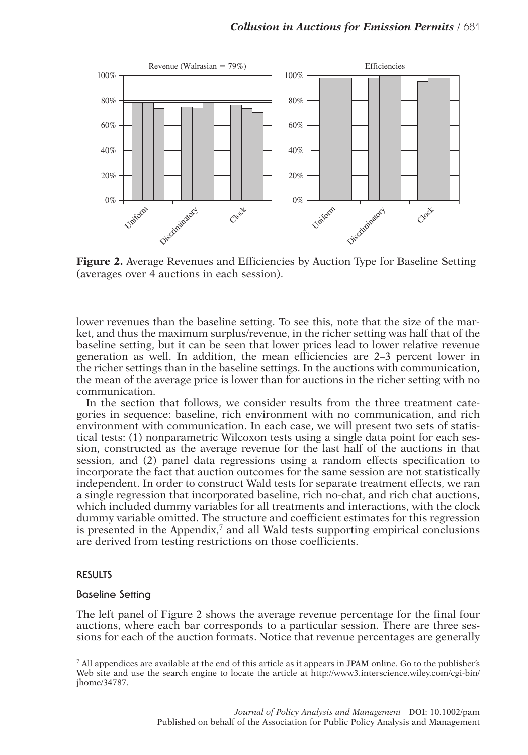**Figure 2.** Average Revenues and Efficiencies by Auction Type for Baseline Setting (averages over 4 auctions in each session).

lower revenues than the baseline setting. To see this, note that the size of the market, and thus the maximum surplus/revenue, in the richer setting was half that of the baseline setting, but it can be seen that lower prices lead to lower relative revenue generation as well. In addition, the mean efficiencies are 2–3 percent lower in the richer settings than in the baseline settings. In the auctions with communication, the mean of the average price is lower than for auctions in the richer setting with no communication.

In the section that follows, we consider results from the three treatment categories in sequence: baseline, rich environment with no communication, and rich environment with communication. In each case, we will present two sets of statistical tests: (1) nonparametric Wilcoxon tests using a single data point for each session, constructed as the average revenue for the last half of the auctions in that session, and (2) panel data regressions using a random effects specification to incorporate the fact that auction outcomes for the same session are not statistically independent. In order to construct Wald tests for separate treatment effects, we ran a single regression that incorporated baseline, rich no-chat, and rich chat auctions, which included dummy variables for all treatments and interactions, with the clock dummy variable omitted. The structure and coefficient estimates for this regression is presented in the Appendix,[7] and all Wald tests supporting empirical conclusions are derived from testing restrictions on those coefficients.

## RESULTS

### Baseline Setting

The left panel of Figure 2 shows the average revenue percentage for the final four auctions, where each bar corresponds to a particular session. There are three sessions for each of the auction formats. Notice that revenue percentages are generally

[7] All appendices are available at the end of this article as it appears in JPAM online. Go to the publisher's Web site and use the search engine to locate the article at http://www3.interscience.wiley.com/cgi-bin/jhome/34787.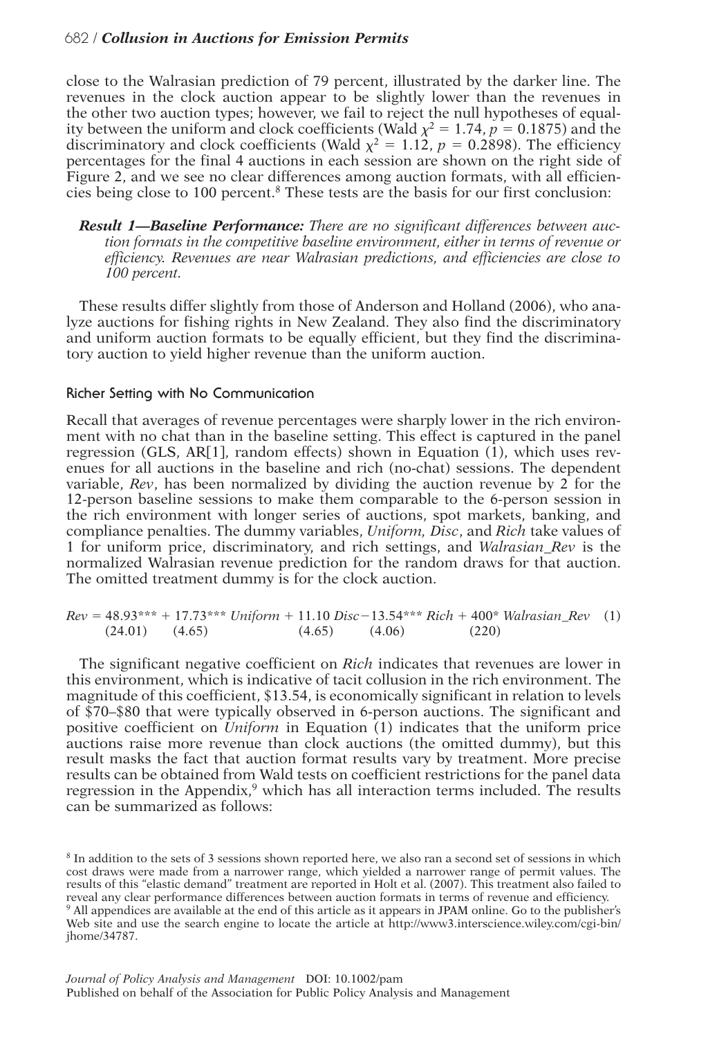close to the Walrasian prediction of 79 percent, illustrated by the darker line. The revenues in the clock auction appear to be slightly lower than the revenues in the other two auction types; however, we fail to reject the null hypotheses of equality between the uniform and clock coefficients (Wald $\chi^2 = 1.74$, $p = 0.1875$) and the discriminatory and clock coefficients (Wald $\chi^2 = 1.12$, $p = 0.2898$). The efficiency percentages for the final 4 auctions in each session are shown on the right side of Figure 2, and we see no clear differences among auction formats, with all efficiencies being close to 100 percent.[8] These tests are the basis for our first conclusion:

> ***Result 1—Baseline Performance:*** *There are no significant differences between auction formats in the competitive baseline environment, either in terms of revenue or efficiency. Revenues are near Walrasian predictions, and efficiencies are close to 100 percent.*

These results differ slightly from those of Anderson and Holland (2006), who analyze auctions for fishing rights in New Zealand. They also find the discriminatory and uniform auction formats to be equally efficient, but they find the discriminatory auction to yield higher revenue than the uniform auction.

## Richer Setting with No Communication

Recall that averages of revenue percentages were sharply lower in the rich environment with no chat than in the baseline setting. This effect is captured in the panel regression (GLS, AR[1], random effects) shown in Equation (1), which uses revenues for all auctions in the baseline and rich (no-chat) sessions. The dependent variable, *Rev*, has been normalized by dividing the auction revenue by 2 for the 12-person baseline sessions to make them comparable to the 6-person session in the rich environment with longer series of auctions, spot markets, banking, and compliance penalties. The dummy variables, *Uniform, Disc*, and *Rich* take values of 1 for uniform price, discriminatory, and rich settings, and *Walrasian_Rev* is the normalized Walrasian revenue prediction for the random draws for that auction. The omitted treatment dummy is for the clock auction.

$$\underset{(24.01)}{Rev = 48.93^{***}} + \underset{(4.65)}{17.73^{***}\, Uniform} + \underset{(4.65)}{11.10\, Disc} - \underset{(4.06)}{13.54^{***}\, Rich} + \underset{(220)}{400^{*}\, Walrasian\_Rev} \quad (1)$$

The significant negative coefficient on *Rich* indicates that revenues are lower in this environment, which is indicative of tacit collusion in the rich environment. The magnitude of this coefficient, \$13.54, is economically significant in relation to levels of \$70–\$80 that were typically observed in 6-person auctions. The significant and positive coefficient on *Uniform* in Equation (1) indicates that the uniform price auctions raise more revenue than clock auctions (the omitted dummy), but this result masks the fact that auction format results vary by treatment. More precise results can be obtained from Wald tests on coefficient restrictions for the panel data regression in the Appendix,[9] which has all interaction terms included. The results can be summarized as follows:

---

[8] In addition to the sets of 3 sessions shown reported here, we also ran a second set of sessions in which cost draws were made from a narrower range, which yielded a narrower range of permit values. The results of this "elastic demand" treatment are reported in Holt et al. (2007). This treatment also failed to reveal any clear performance differences between auction formats in terms of revenue and efficiency.

[9] All appendices are available at the end of this article as it appears in JPAM online. Go to the publisher's Web site and use the search engine to locate the article at http://www3.interscience.wiley.com/cgi-bin/jhome/34787.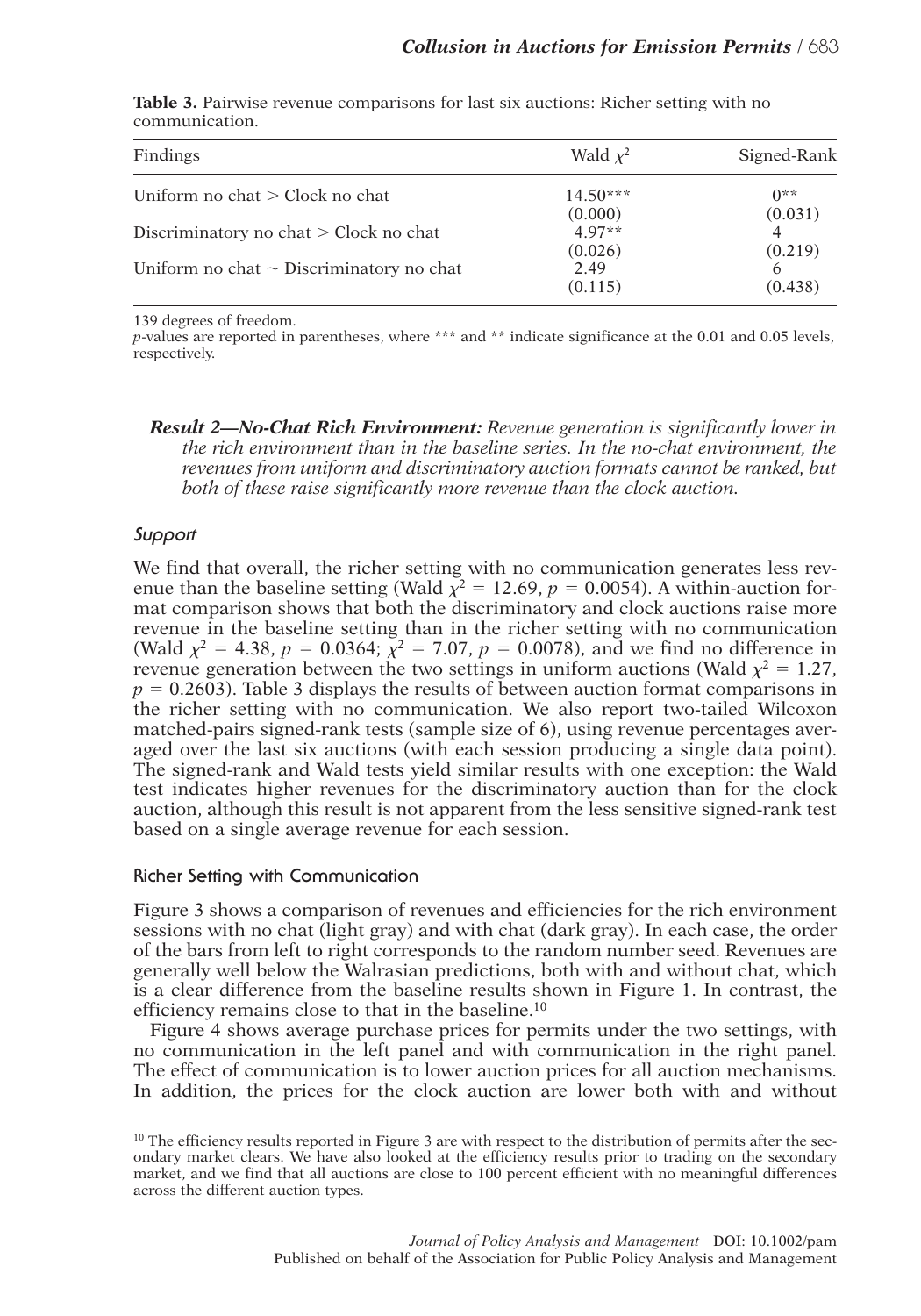**Table 3.** Pairwise revenue comparisons for last six auctions: Richer setting with no communication.

| Findings | Wald $\chi^2$ | Signed-Rank |
|---|---|---|
| Uniform no chat > Clock no chat | 14.50*** | 0** |
| | (0.000) | (0.031) |
| Discriminatory no chat > Clock no chat | 4.97** | 4 |
| | (0.026) | (0.219) |
| Uniform no chat ~ Discriminatory no chat | 2.49 | 6 |
| | (0.115) | (0.438) |

139 degrees of freedom.
*p*-values are reported in parentheses, where *** and ** indicate significance at the 0.01 and 0.05 levels, respectively.

***Result 2—No-Chat Rich Environment:*** *Revenue generation is significantly lower in the rich environment than in the baseline series. In the no-chat environment, the revenues from uniform and discriminatory auction formats cannot be ranked, but both of these raise significantly more revenue than the clock auction.*

### *Support*

We find that overall, the richer setting with no communication generates less revenue than the baseline setting (Wald $\chi^2 = 12.69$, $p = 0.0054$). A within-auction format comparison shows that both the discriminatory and clock auctions raise more revenue in the baseline setting than in the richer setting with no communication (Wald $\chi^2 = 4.38$, $p = 0.0364$; $\chi^2 = 7.07$, $p = 0.0078$), and we find no difference in revenue generation between the two settings in uniform auctions (Wald $\chi^2 = 1.27$, $p = 0.2603$). Table 3 displays the results of between auction format comparisons in the richer setting with no communication. We also report two-tailed Wilcoxon matched-pairs signed-rank tests (sample size of 6), using revenue percentages averaged over the last six auctions (with each session producing a single data point). The signed-rank and Wald tests yield similar results with one exception: the Wald test indicates higher revenues for the discriminatory auction than for the clock auction, although this result is not apparent from the less sensitive signed-rank test based on a single average revenue for each session.

### Richer Setting with Communication

Figure 3 shows a comparison of revenues and efficiencies for the rich environment sessions with no chat (light gray) and with chat (dark gray). In each case, the order of the bars from left to right corresponds to the random number seed. Revenues are generally well below the Walrasian predictions, both with and without chat, which is a clear difference from the baseline results shown in Figure 1. In contrast, the efficiency remains close to that in the baseline.[10]

Figure 4 shows average purchase prices for permits under the two settings, with no communication in the left panel and with communication in the right panel. The effect of communication is to lower auction prices for all auction mechanisms. In addition, the prices for the clock auction are lower both with and without

[10] The efficiency results reported in Figure 3 are with respect to the distribution of permits after the secondary market clears. We have also looked at the efficiency results prior to trading on the secondary market, and we find that all auctions are close to 100 percent efficient with no meaningful differences across the different auction types.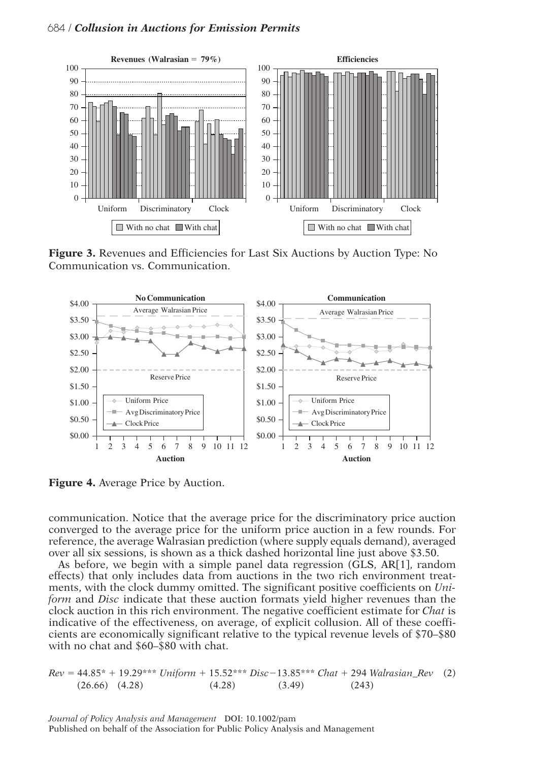**Figure 3.** Revenues and Efficiencies for Last Six Auctions by Auction Type: No Communication vs. Communication.

**Figure 4.** Average Price by Auction.

communication. Notice that the average price for the discriminatory price auction converged to the average price for the uniform price auction in a few rounds. For reference, the average Walrasian prediction (where supply equals demand), averaged over all six sessions, is shown as a thick dashed horizontal line just above \$3.50.

As before, we begin with a simple panel data regression (GLS, AR[1], random effects) that only includes data from auctions in the two rich environment treatments, with the clock dummy omitted. The significant positive coefficients on *Uniform* and *Disc* indicate that these auction formats yield higher revenues than the clock auction in this rich environment. The negative coefficient estimate for *Chat* is indicative of the effectiveness, on average, of explicit collusion. All of these coefficients are economically significant relative to the typical revenue levels of \$70–\$80 with no chat and \$60–\$80 with chat.

$$Rev = \underset{(26.66)}{44.85^{*}} + \underset{(4.28)}{19.29^{***}}\ Uniform + \underset{(4.28)}{15.52^{***}}\ Disc - \underset{(3.49)}{13.85^{***}}\ Chat + \underset{(243)}{294}\ Walrasian\_Rev \quad (2)$$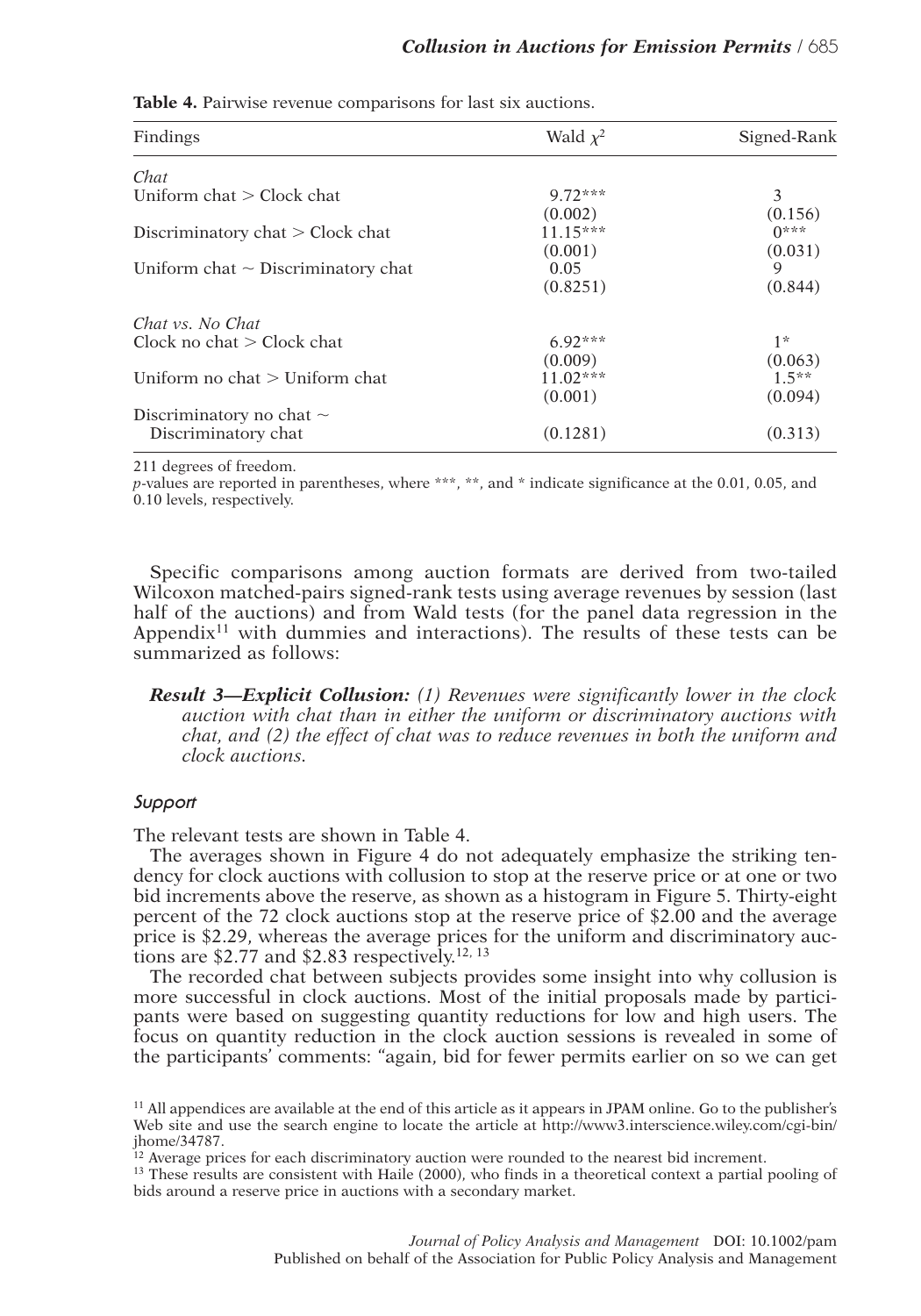**Table 4.** Pairwise revenue comparisons for last six auctions.

| Findings | Wald $\chi^2$ | Signed-Rank |
|---|---|---|
| *Chat* | | |
| Uniform chat > Clock chat | 9.72*** | 3 |
| | (0.002) | (0.156) |
| Discriminatory chat > Clock chat | 11.15*** | 0*** |
| | (0.001) | (0.031) |
| Uniform chat ~ Discriminatory chat | 0.05 | 9 |
| | (0.8251) | (0.844) |
| *Chat vs. No Chat* | | |
| Clock no chat > Clock chat | 6.92*** | 1* |
| | (0.009) | (0.063) |
| Uniform no chat > Uniform chat | 11.02*** | 1.5** |
| | (0.001) | (0.094) |
| Discriminatory no chat ~ Discriminatory chat | (0.1281) | (0.313) |

211 degrees of freedom.

*p*-values are reported in parentheses, where ***, **, and * indicate significance at the 0.01, 0.05, and 0.10 levels, respectively.

Specific comparisons among auction formats are derived from two-tailed Wilcoxon matched-pairs signed-rank tests using average revenues by session (last half of the auctions) and from Wald tests (for the panel data regression in the Appendix[11] with dummies and interactions). The results of these tests can be summarized as follows:

> ***Result 3—Explicit Collusion:*** *(1) Revenues were significantly lower in the clock auction with chat than in either the uniform or discriminatory auctions with chat, and (2) the effect of chat was to reduce revenues in both the uniform and clock auctions.*

### *Support*

The relevant tests are shown in Table 4.

The averages shown in Figure 4 do not adequately emphasize the striking tendency for clock auctions with collusion to stop at the reserve price or at one or two bid increments above the reserve, as shown as a histogram in Figure 5. Thirty-eight percent of the 72 clock auctions stop at the reserve price of $2.00 and the average price is $2.29, whereas the average prices for the uniform and discriminatory auctions are $2.77 and $2.83 respectively.[12, 13]

The recorded chat between subjects provides some insight into why collusion is more successful in clock auctions. Most of the initial proposals made by participants were based on suggesting quantity reductions for low and high users. The focus on quantity reduction in the clock auction sessions is revealed in some of the participants' comments: "again, bid for fewer permits earlier on so we can get

[11] All appendices are available at the end of this article as it appears in JPAM online. Go to the publisher's Web site and use the search engine to locate the article at http://www3.interscience.wiley.com/cgi-bin/jhome/34787.

[12] Average prices for each discriminatory auction were rounded to the nearest bid increment.

[13] These results are consistent with Haile (2000), who finds in a theoretical context a partial pooling of bids around a reserve price in auctions with a secondary market.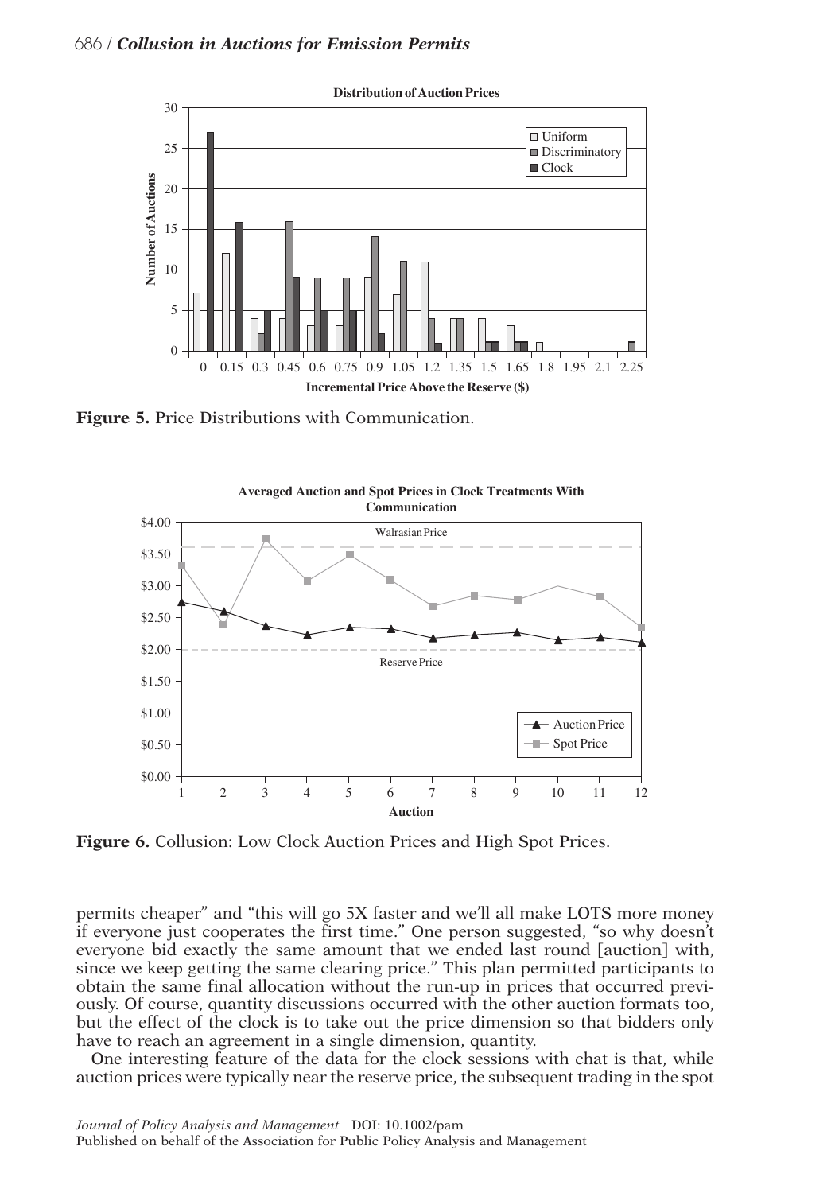**Figure 5.** Price Distributions with Communication.

**Figure 6.** Collusion: Low Clock Auction Prices and High Spot Prices.

permits cheaper" and "this will go 5X faster and we'll all make LOTS more money if everyone just cooperates the first time." One person suggested, "so why doesn't everyone bid exactly the same amount that we ended last round [auction] with, since we keep getting the same clearing price." This plan permitted participants to obtain the same final allocation without the run-up in prices that occurred previously. Of course, quantity discussions occurred with the other auction formats too, but the effect of the clock is to take out the price dimension so that bidders only have to reach an agreement in a single dimension, quantity.

One interesting feature of the data for the clock sessions with chat is that, while auction prices were typically near the reserve price, the subsequent trading in the spot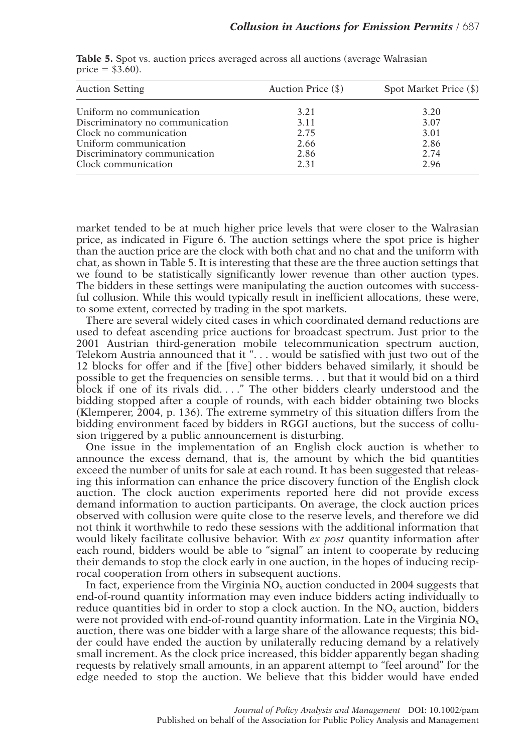**Table 5.** Spot vs. auction prices averaged across all auctions (average Walrasian price = \$3.60).

| Auction Setting | Auction Price (\$) | Spot Market Price (\$) |
|---|---|---|
| Uniform no communication | 3.21 | 3.20 |
| Discriminatory no communication | 3.11 | 3.07 |
| Clock no communication | 2.75 | 3.01 |
| Uniform communication | 2.66 | 2.86 |
| Discriminatory communication | 2.86 | 2.74 |
| Clock communication | 2.31 | 2.96 |

market tended to be at much higher price levels that were closer to the Walrasian price, as indicated in Figure 6. The auction settings where the spot price is higher than the auction price are the clock with both chat and no chat and the uniform with chat, as shown in Table 5. It is interesting that these are the three auction settings that we found to be statistically significantly lower revenue than other auction types. The bidders in these settings were manipulating the auction outcomes with successful collusion. While this would typically result in inefficient allocations, these were, to some extent, corrected by trading in the spot markets.

There are several widely cited cases in which coordinated demand reductions are used to defeat ascending price auctions for broadcast spectrum. Just prior to the 2001 Austrian third-generation mobile telecommunication spectrum auction, Telekom Austria announced that it ". . . would be satisfied with just two out of the 12 blocks for offer and if the [five] other bidders behaved similarly, it should be possible to get the frequencies on sensible terms. . . but that it would bid on a third block if one of its rivals did. . . ." The other bidders clearly understood and the bidding stopped after a couple of rounds, with each bidder obtaining two blocks (Klemperer, 2004, p. 136). The extreme symmetry of this situation differs from the bidding environment faced by bidders in RGGI auctions, but the success of collusion triggered by a public announcement is disturbing.

One issue in the implementation of an English clock auction is whether to announce the excess demand, that is, the amount by which the bid quantities exceed the number of units for sale at each round. It has been suggested that releasing this information can enhance the price discovery function of the English clock auction. The clock auction experiments reported here did not provide excess demand information to auction participants. On average, the clock auction prices observed with collusion were quite close to the reserve levels, and therefore we did not think it worthwhile to redo these sessions with the additional information that would likely facilitate collusive behavior. With *ex post* quantity information after each round, bidders would be able to "signal" an intent to cooperate by reducing their demands to stop the clock early in one auction, in the hopes of inducing reciprocal cooperation from others in subsequent auctions.

In fact, experience from the Virginia $NO_x$ auction conducted in 2004 suggests that end-of-round quantity information may even induce bidders acting individually to reduce quantities bid in order to stop a clock auction. In the $NO_x$ auction, bidders were not provided with end-of-round quantity information. Late in the Virginia $NO_x$ auction, there was one bidder with a large share of the allowance requests; this bidder could have ended the auction by unilaterally reducing demand by a relatively small increment. As the clock price increased, this bidder apparently began shading requests by relatively small amounts, in an apparent attempt to "feel around" for the edge needed to stop the auction. We believe that this bidder would have ended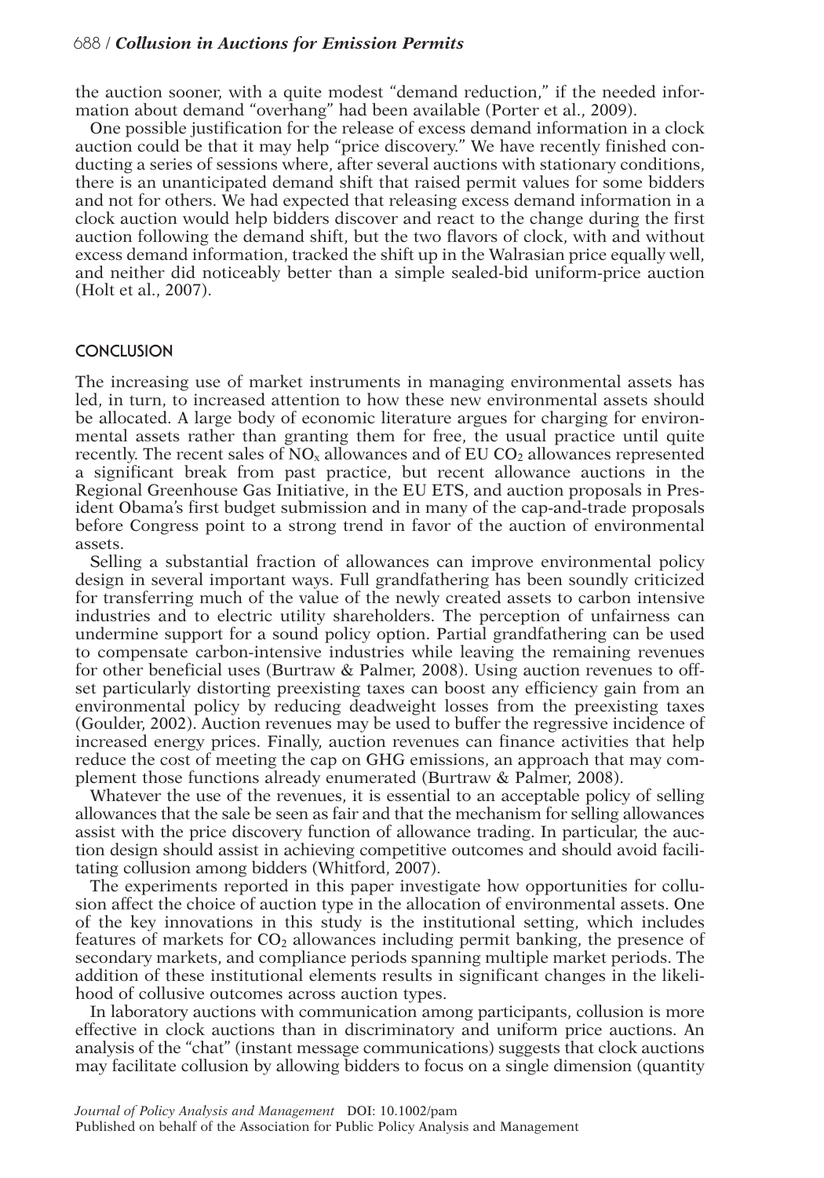the auction sooner, with a quite modest "demand reduction," if the needed information about demand "overhang" had been available (Porter et al., 2009).

One possible justification for the release of excess demand information in a clock auction could be that it may help "price discovery." We have recently finished conducting a series of sessions where, after several auctions with stationary conditions, there is an unanticipated demand shift that raised permit values for some bidders and not for others. We had expected that releasing excess demand information in a clock auction would help bidders discover and react to the change during the first auction following the demand shift, but the two flavors of clock, with and without excess demand information, tracked the shift up in the Walrasian price equally well, and neither did noticeably better than a simple sealed-bid uniform-price auction (Holt et al., 2007).

## CONCLUSION

The increasing use of market instruments in managing environmental assets has led, in turn, to increased attention to how these new environmental assets should be allocated. A large body of economic literature argues for charging for environmental assets rather than granting them for free, the usual practice until quite recently. The recent sales of $NO_x$ allowances and of EU $CO_2$ allowances represented a significant break from past practice, but recent allowance auctions in the Regional Greenhouse Gas Initiative, in the EU ETS, and auction proposals in President Obama's first budget submission and in many of the cap-and-trade proposals before Congress point to a strong trend in favor of the auction of environmental assets.

Selling a substantial fraction of allowances can improve environmental policy design in several important ways. Full grandfathering has been soundly criticized for transferring much of the value of the newly created assets to carbon intensive industries and to electric utility shareholders. The perception of unfairness can undermine support for a sound policy option. Partial grandfathering can be used to compensate carbon-intensive industries while leaving the remaining revenues for other beneficial uses (Burtraw & Palmer, 2008). Using auction revenues to offset particularly distorting preexisting taxes can boost any efficiency gain from an environmental policy by reducing deadweight losses from the preexisting taxes (Goulder, 2002). Auction revenues may be used to buffer the regressive incidence of increased energy prices. Finally, auction revenues can finance activities that help reduce the cost of meeting the cap on GHG emissions, an approach that may complement those functions already enumerated (Burtraw & Palmer, 2008).

Whatever the use of the revenues, it is essential to an acceptable policy of selling allowances that the sale be seen as fair and that the mechanism for selling allowances assist with the price discovery function of allowance trading. In particular, the auction design should assist in achieving competitive outcomes and should avoid facilitating collusion among bidders (Whitford, 2007).

The experiments reported in this paper investigate how opportunities for collusion affect the choice of auction type in the allocation of environmental assets. One of the key innovations in this study is the institutional setting, which includes features of markets for $CO_2$ allowances including permit banking, the presence of secondary markets, and compliance periods spanning multiple market periods. The addition of these institutional elements results in significant changes in the likelihood of collusive outcomes across auction types.

In laboratory auctions with communication among participants, collusion is more effective in clock auctions than in discriminatory and uniform price auctions. An analysis of the "chat" (instant message communications) suggests that clock auctions may facilitate collusion by allowing bidders to focus on a single dimension (quantity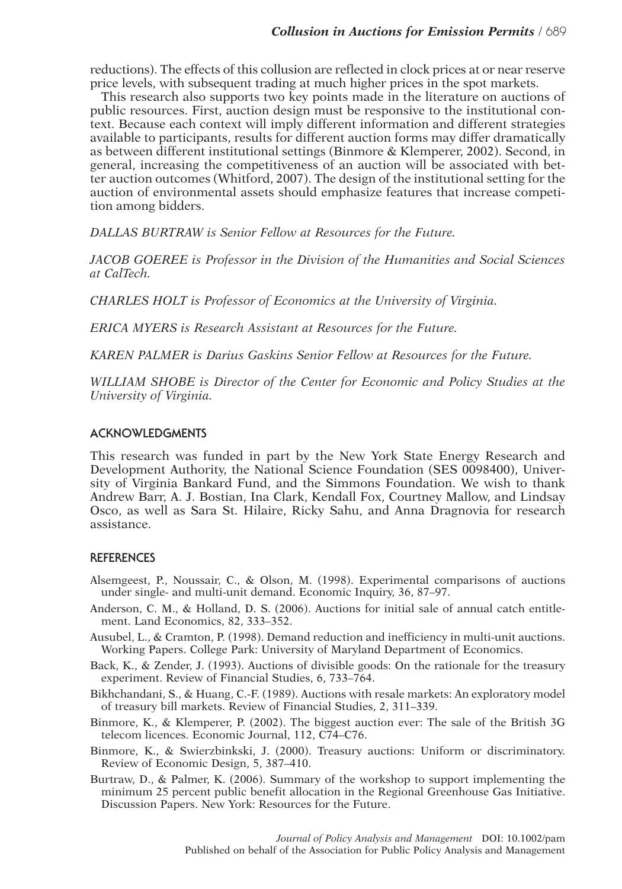reductions). The effects of this collusion are reflected in clock prices at or near reserve price levels, with subsequent trading at much higher prices in the spot markets.

This research also supports two key points made in the literature on auctions of public resources. First, auction design must be responsive to the institutional context. Because each context will imply different information and different strategies available to participants, results for different auction forms may differ dramatically as between different institutional settings (Binmore & Klemperer, 2002). Second, in general, increasing the competitiveness of an auction will be associated with better auction outcomes (Whitford, 2007). The design of the institutional setting for the auction of environmental assets should emphasize features that increase competition among bidders.

*DALLAS BURTRAW is Senior Fellow at Resources for the Future.*

*JACOB GOEREE is Professor in the Division of the Humanities and Social Sciences at CalTech.*

*CHARLES HOLT is Professor of Economics at the University of Virginia.*

*ERICA MYERS is Research Assistant at Resources for the Future.*

*KAREN PALMER is Darius Gaskins Senior Fellow at Resources for the Future.*

*WILLIAM SHOBE is Director of the Center for Economic and Policy Studies at the University of Virginia.*

## ACKNOWLEDGMENTS

This research was funded in part by the New York State Energy Research and Development Authority, the National Science Foundation (SES 0098400), University of Virginia Bankard Fund, and the Simmons Foundation. We wish to thank Andrew Barr, A. J. Bostian, Ina Clark, Kendall Fox, Courtney Mallow, and Lindsay Osco, as well as Sara St. Hilaire, Ricky Sahu, and Anna Dragnovia for research assistance.

## REFERENCES

Alsemgeest, P., Noussair, C., & Olson, M. (1998). Experimental comparisons of auctions under single- and multi-unit demand. Economic Inquiry, 36, 87–97.

Anderson, C. M., & Holland, D. S. (2006). Auctions for initial sale of annual catch entitlement. Land Economics, 82, 333–352.

Ausubel, L., & Cramton, P. (1998). Demand reduction and inefficiency in multi-unit auctions. Working Papers. College Park: University of Maryland Department of Economics.

Back, K., & Zender, J. (1993). Auctions of divisible goods: On the rationale for the treasury experiment. Review of Financial Studies, 6, 733–764.

Bikhchandani, S., & Huang, C.-F. (1989). Auctions with resale markets: An exploratory model of treasury bill markets. Review of Financial Studies, 2, 311–339.

Binmore, K., & Klemperer, P. (2002). The biggest auction ever: The sale of the British 3G telecom licences. Economic Journal, 112, C74–C76.

Binmore, K., & Swierzbinkski, J. (2000). Treasury auctions: Uniform or discriminatory. Review of Economic Design, 5, 387–410.

Burtraw, D., & Palmer, K. (2006). Summary of the workshop to support implementing the minimum 25 percent public benefit allocation in the Regional Greenhouse Gas Initiative. Discussion Papers. New York: Resources for the Future.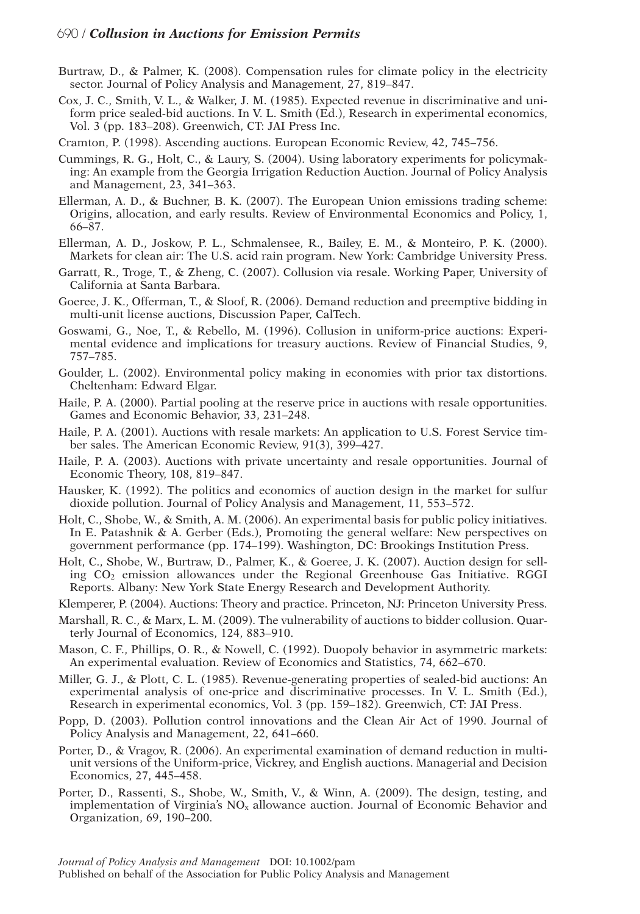Burtraw, D., & Palmer, K. (2008). Compensation rules for climate policy in the electricity sector. Journal of Policy Analysis and Management, 27, 819–847.

Cox, J. C., Smith, V. L., & Walker, J. M. (1985). Expected revenue in discriminative and uniform price sealed-bid auctions. In V. L. Smith (Ed.), Research in experimental economics, Vol. 3 (pp. 183–208). Greenwich, CT: JAI Press Inc.

Cramton, P. (1998). Ascending auctions. European Economic Review, 42, 745–756.

Cummings, R. G., Holt, C., & Laury, S. (2004). Using laboratory experiments for policymaking: An example from the Georgia Irrigation Reduction Auction. Journal of Policy Analysis and Management, 23, 341–363.

Ellerman, A. D., & Buchner, B. K. (2007). The European Union emissions trading scheme: Origins, allocation, and early results. Review of Environmental Economics and Policy, 1, 66–87.

Ellerman, A. D., Joskow, P. L., Schmalensee, R., Bailey, E. M., & Monteiro, P. K. (2000). Markets for clean air: The U.S. acid rain program. New York: Cambridge University Press.

Garratt, R., Troge, T., & Zheng, C. (2007). Collusion via resale. Working Paper, University of California at Santa Barbara.

Goeree, J. K., Offerman, T., & Sloof, R. (2006). Demand reduction and preemptive bidding in multi-unit license auctions, Discussion Paper, CalTech.

Goswami, G., Noe, T., & Rebello, M. (1996). Collusion in uniform-price auctions: Experimental evidence and implications for treasury auctions. Review of Financial Studies, 9, 757–785.

Goulder, L. (2002). Environmental policy making in economies with prior tax distortions. Cheltenham: Edward Elgar.

Haile, P. A. (2000). Partial pooling at the reserve price in auctions with resale opportunities. Games and Economic Behavior, 33, 231–248.

Haile, P. A. (2001). Auctions with resale markets: An application to U.S. Forest Service timber sales. The American Economic Review, 91(3), 399–427.

Haile, P. A. (2003). Auctions with private uncertainty and resale opportunities. Journal of Economic Theory, 108, 819–847.

Hausker, K. (1992). The politics and economics of auction design in the market for sulfur dioxide pollution. Journal of Policy Analysis and Management, 11, 553–572.

Holt, C., Shobe, W., & Smith, A. M. (2006). An experimental basis for public policy initiatives. In E. Patashnik & A. Gerber (Eds.), Promoting the general welfare: New perspectives on government performance (pp. 174–199). Washington, DC: Brookings Institution Press.

Holt, C., Shobe, W., Burtraw, D., Palmer, K., & Goeree, J. K. (2007). Auction design for selling $CO_2$ emission allowances under the Regional Greenhouse Gas Initiative. RGGI Reports. Albany: New York State Energy Research and Development Authority.

Klemperer, P. (2004). Auctions: Theory and practice. Princeton, NJ: Princeton University Press.

Marshall, R. C., & Marx, L. M. (2009). The vulnerability of auctions to bidder collusion. Quarterly Journal of Economics, 124, 883–910.

Mason, C. F., Phillips, O. R., & Nowell, C. (1992). Duopoly behavior in asymmetric markets: An experimental evaluation. Review of Economics and Statistics, 74, 662–670.

Miller, G. J., & Plott, C. L. (1985). Revenue-generating properties of sealed-bid auctions: An experimental analysis of one-price and discriminative processes. In V. L. Smith (Ed.), Research in experimental economics, Vol. 3 (pp. 159–182). Greenwich, CT: JAI Press.

Popp, D. (2003). Pollution control innovations and the Clean Air Act of 1990. Journal of Policy Analysis and Management, 22, 641–660.

Porter, D., & Vragov, R. (2006). An experimental examination of demand reduction in multi-unit versions of the Uniform-price, Vickrey, and English auctions. Managerial and Decision Economics, 27, 445–458.

Porter, D., Rassenti, S., Shobe, W., Smith, V., & Winn, A. (2009). The design, testing, and implementation of Virginia's $NO_x$ allowance auction. Journal of Economic Behavior and Organization, 69, 190–200.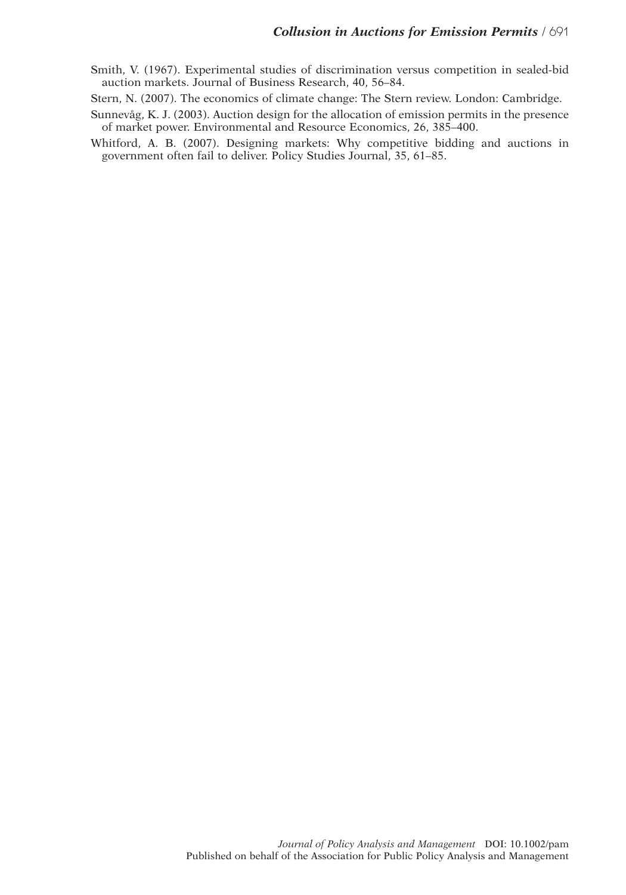Smith, V. (1967). Experimental studies of discrimination versus competition in sealed-bid auction markets. Journal of Business Research, 40, 56–84.

Stern, N. (2007). The economics of climate change: The Stern review. London: Cambridge.

Sunnevåg, K. J. (2003). Auction design for the allocation of emission permits in the presence of market power. Environmental and Resource Economics, 26, 385–400.

Whitford, A. B. (2007). Designing markets: Why competitive bidding and auctions in government often fail to deliver. Policy Studies Journal, 35, 61–85.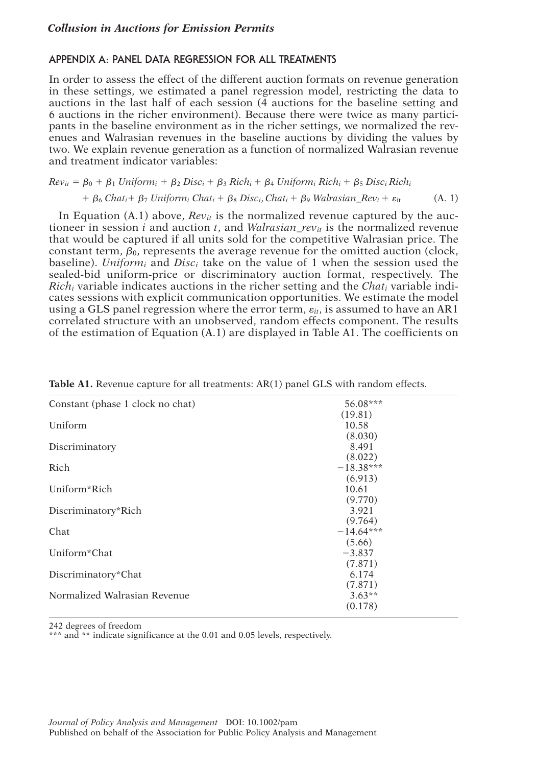## APPENDIX A: PANEL DATA REGRESSION FOR ALL TREATMENTS

In order to assess the effect of the different auction formats on revenue generation in these settings, we estimated a panel regression model, restricting the data to auctions in the last half of each session (4 auctions for the baseline setting and 6 auctions in the richer environment). Because there were twice as many participants in the baseline environment as in the richer settings, we normalized the revenues and Walrasian revenues in the baseline auctions by dividing the values by two. We explain revenue generation as a function of normalized Walrasian revenue and treatment indicator variables:

$$Rev_{it} = \beta_0 + \beta_1\, Uniform_i + \beta_2\, Disc_i + \beta_3\, Rich_i + \beta_4\, Uniform_i\, Rich_i + \beta_5\, Disc_i\, Rich_i$$
$$+\ \beta_6\, Chat_i + \beta_7\, Uniform_i\, Chat_i + \beta_8\, Disc_i, Chat_i + \beta_9\, Walrasian\_Rev_i + \varepsilon_{it} \qquad \text{(A. 1)}$$

In Equation (A.1) above, $Rev_{it}$ is the normalized revenue captured by the auctioneer in session $i$ and auction $t$, and $Walrasian\_rev_{it}$ is the normalized revenue that would be captured if all units sold for the competitive Walrasian price. The constant term, $\beta_0$, represents the average revenue for the omitted auction (clock, baseline). $Uniform_i$ and $Disc_i$ take on the value of 1 when the session used the sealed-bid uniform-price or discriminatory auction format, respectively. The $Rich_i$ variable indicates auctions in the richer setting and the $Chat_i$ variable indicates sessions with explicit communication opportunities. We estimate the model using a GLS panel regression where the error term, $\varepsilon_{it}$, is assumed to have an AR1 correlated structure with an unobserved, random effects component. The results of the estimation of Equation (A.1) are displayed in Table A1. The coefficients on

**Table A1.** Revenue capture for all treatments: AR(1) panel GLS with random effects.

| | |
|---|---|
| Constant (phase 1 clock no chat) | 56.08*** |
| | (19.81) |
| Uniform | 10.58 |
| | (8.030) |
| Discriminatory | 8.491 |
| | (8.022) |
| Rich | −18.38*** |
| | (6.913) |
| Uniform*Rich | 10.61 |
| | (9.770) |
| Discriminatory*Rich | 3.921 |
| | (9.764) |
| Chat | −14.64*** |
| | (5.66) |
| Uniform*Chat | −3.837 |
| | (7.871) |
| Discriminatory*Chat | 6.174 |
| | (7.871) |
| Normalized Walrasian Revenue | 3.63** |
| | (0.178) |

242 degrees of freedom

*** and ** indicate significance at the 0.01 and 0.05 levels, respectively.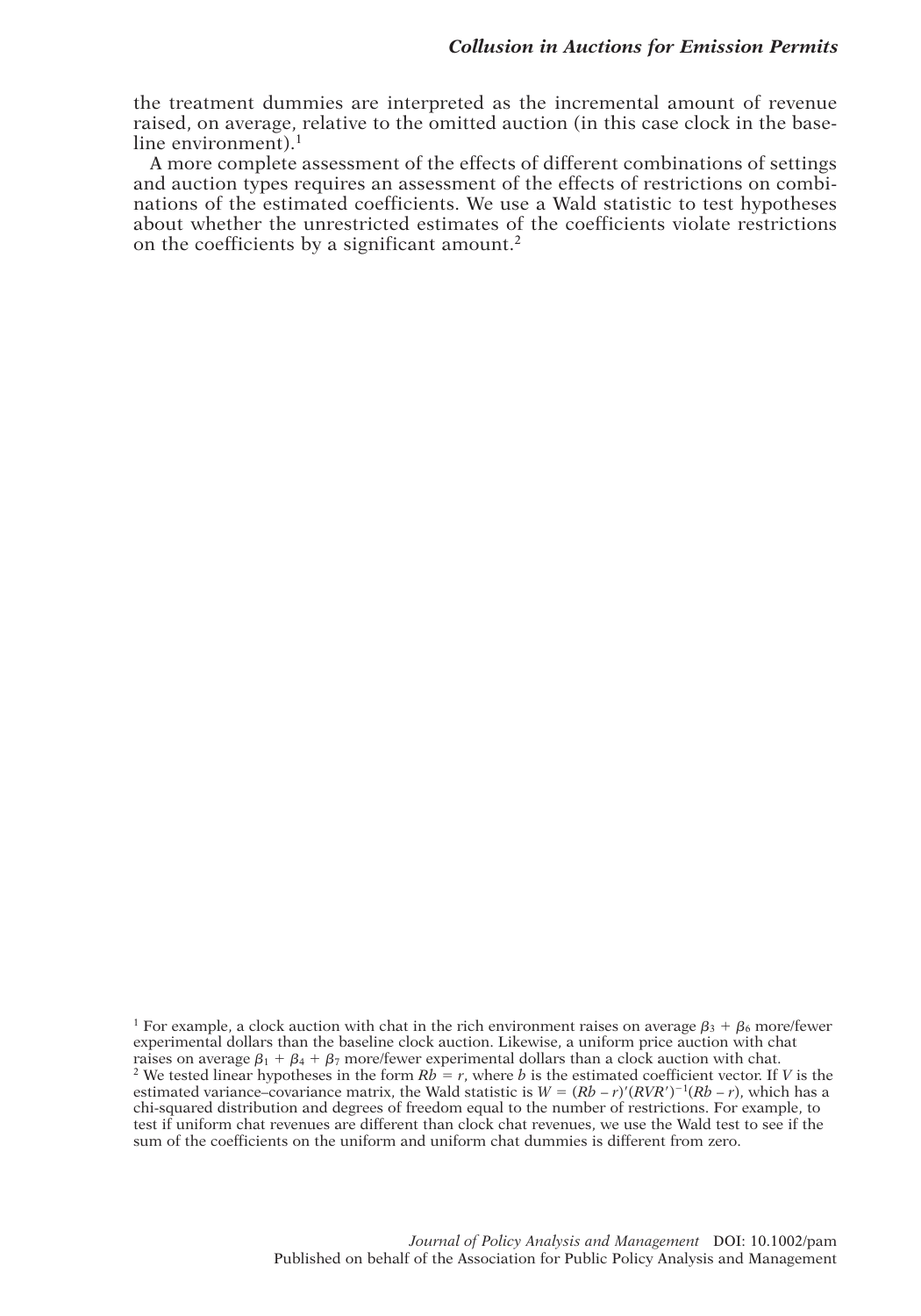the treatment dummies are interpreted as the incremental amount of revenue raised, on average, relative to the omitted auction (in this case clock in the baseline environment).[1]

A more complete assessment of the effects of different combinations of settings and auction types requires an assessment of the effects of restrictions on combinations of the estimated coefficients. We use a Wald statistic to test hypotheses about whether the unrestricted estimates of the coefficients violate restrictions on the coefficients by a significant amount.[2]

[1] For example, a clock auction with chat in the rich environment raises on average $\beta_3 + \beta_6$ more/fewer experimental dollars than the baseline clock auction. Likewise, a uniform price auction with chat raises on average $\beta_1 + \beta_4 + \beta_7$ more/fewer experimental dollars than a clock auction with chat.

[2] We tested linear hypotheses in the form $Rb = r$, where $b$ is the estimated coefficient vector. If $V$ is the estimated variance–covariance matrix, the Wald statistic is $W = (Rb - r)'(RVR')^{-1}(Rb - r)$, which has a chi-squared distribution and degrees of freedom equal to the number of restrictions. For example, to test if uniform chat revenues are different than clock chat revenues, we use the Wald test to see if the sum of the coefficients on the uniform and uniform chat dummies is different from zero.